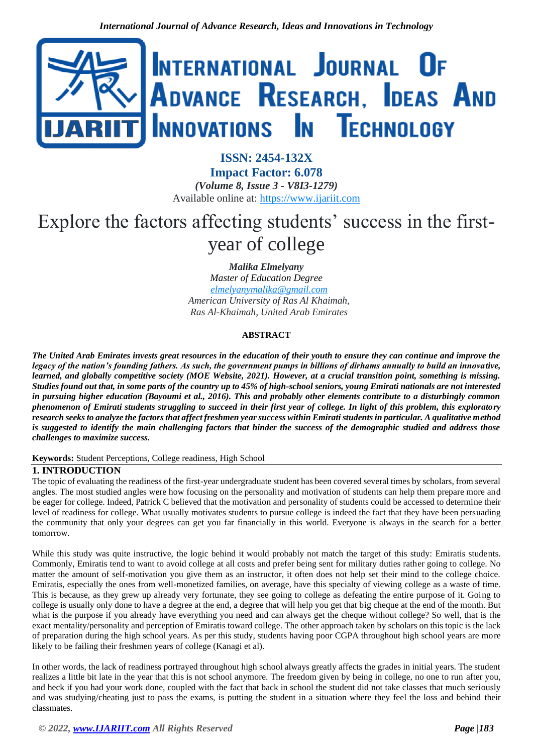**ISSN: 2454-132X**
**Impact Factor: 6.078**
*(Volume 8, Issue 3 - V8I3-1279)*
Available online at: https://www.ijariit.com

# Explore the factors affecting students' success in the first-year of college

***Malika Elmelyany***
*Master of Education Degree*
*elmelyanymalika@gmail.com*
*American University of Ras Al Khaimah,*
*Ras Al-Khaimah, United Arab Emirates*

## ABSTRACT

***The United Arab Emirates invests great resources in the education of their youth to ensure they can continue and improve the legacy of the nation's founding fathers. As such, the government pumps in billions of dirhams annually to build an innovative, learned, and globally competitive society (MOE Website, 2021). However, at a crucial transition point, something is missing. Studies found out that, in some parts of the country up to 45% of high-school seniors, young Emirati nationals are not interested in pursuing higher education (Bayoumi et al., 2016). This and probably other elements contribute to a disturbingly common phenomenon of Emirati students struggling to succeed in their first year of college. In light of this problem, this exploratory research seeks to analyze the factors that affect freshmen year success within Emirati students in particular. A qualitative method is suggested to identify the main challenging factors that hinder the success of the demographic studied and address those challenges to maximize success.***

**Keywords:** Student Perceptions, College readiness, High School

## 1. INTRODUCTION

The topic of evaluating the readiness of the first-year undergraduate student has been covered several times by scholars, from several angles. The most studied angles were how focusing on the personality and motivation of students can help them prepare more and be eager for college. Indeed, Patrick C believed that the motivation and personality of students could be accessed to determine their level of readiness for college. What usually motivates students to pursue college is indeed the fact that they have been persuading the community that only your degrees can get you far financially in this world. Everyone is always in the search for a better tomorrow.

While this study was quite instructive, the logic behind it would probably not match the target of this study: Emiratis students. Commonly, Emiratis tend to want to avoid college at all costs and prefer being sent for military duties rather going to college. No matter the amount of self-motivation you give them as an instructor, it often does not help set their mind to the college choice. Emiratis, especially the ones from well-monetized families, on average, have this specialty of viewing college as a waste of time. This is because, as they grew up already very fortunate, they see going to college as defeating the entire purpose of it. Going to college is usually only done to have a degree at the end, a degree that will help you get that big cheque at the end of the month. But what is the purpose if you already have everything you need and can always get the cheque without college? So well, that is the exact mentality/personality and perception of Emiratis toward college. The other approach taken by scholars on this topic is the lack of preparation during the high school years. As per this study, students having poor CGPA throughout high school years are more likely to be failing their freshmen years of college (Kanagi et al).

In other words, the lack of readiness portrayed throughout high school always greatly affects the grades in initial years. The student realizes a little bit late in the year that this is not school anymore. The freedom given by being in college, no one to run after you, and heck if you had your work done, coupled with the fact that back in school the student did not take classes that much seriously and was studying/cheating just to pass the exams, is putting the student in a situation where they feel the loss and behind their classmates.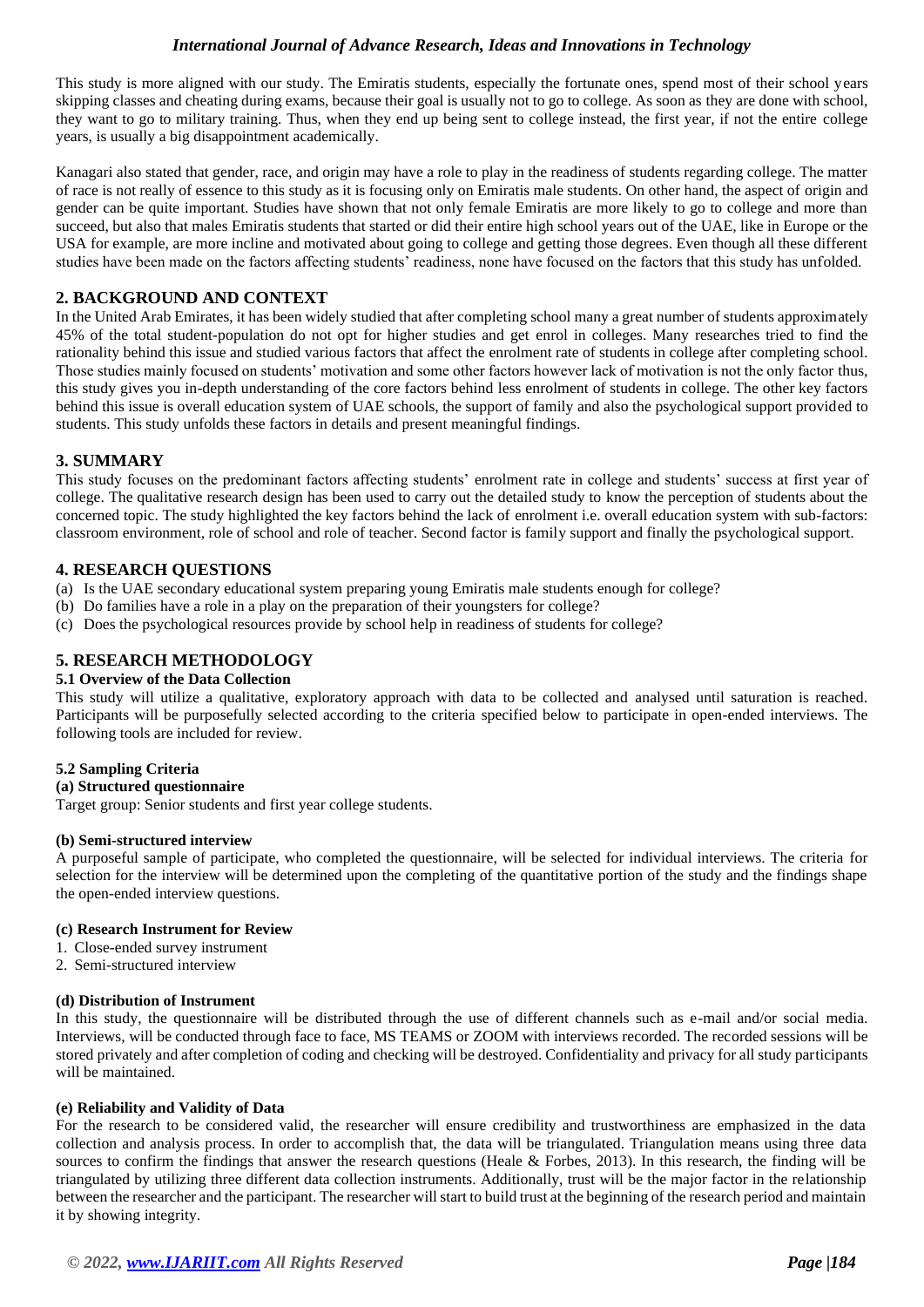This study is more aligned with our study. The Emiratis students, especially the fortunate ones, spend most of their school years skipping classes and cheating during exams, because their goal is usually not to go to college. As soon as they are done with school, they want to go to military training. Thus, when they end up being sent to college instead, the first year, if not the entire college years, is usually a big disappointment academically.

Kanagari also stated that gender, race, and origin may have a role to play in the readiness of students regarding college. The matter of race is not really of essence to this study as it is focusing only on Emiratis male students. On other hand, the aspect of origin and gender can be quite important. Studies have shown that not only female Emiratis are more likely to go to college and more than succeed, but also that males Emiratis students that started or did their entire high school years out of the UAE, like in Europe or the USA for example, are more incline and motivated about going to college and getting those degrees. Even though all these different studies have been made on the factors affecting students' readiness, none have focused on the factors that this study has unfolded.

## 2. BACKGROUND AND CONTEXT

In the United Arab Emirates, it has been widely studied that after completing school many a great number of students approximately 45% of the total student-population do not opt for higher studies and get enrol in colleges. Many researches tried to find the rationality behind this issue and studied various factors that affect the enrolment rate of students in college after completing school. Those studies mainly focused on students' motivation and some other factors however lack of motivation is not the only factor thus, this study gives you in-depth understanding of the core factors behind less enrolment of students in college. The other key factors behind this issue is overall education system of UAE schools, the support of family and also the psychological support provided to students. This study unfolds these factors in details and present meaningful findings.

## 3. SUMMARY

This study focuses on the predominant factors affecting students' enrolment rate in college and students' success at first year of college. The qualitative research design has been used to carry out the detailed study to know the perception of students about the concerned topic. The study highlighted the key factors behind the lack of enrolment i.e. overall education system with sub-factors: classroom environment, role of school and role of teacher. Second factor is family support and finally the psychological support.

## 4. RESEARCH QUESTIONS

(a) Is the UAE secondary educational system preparing young Emiratis male students enough for college?
(b) Do families have a role in a play on the preparation of their youngsters for college?
(c) Does the psychological resources provide by school help in readiness of students for college?

## 5. RESEARCH METHODOLOGY

### 5.1 Overview of the Data Collection

This study will utilize a qualitative, exploratory approach with data to be collected and analysed until saturation is reached. Participants will be purposefully selected according to the criteria specified below to participate in open-ended interviews. The following tools are included for review.

### 5.2 Sampling Criteria

**(a) Structured questionnaire**

Target group: Senior students and first year college students.

**(b) Semi-structured interview**

A purposeful sample of participate, who completed the questionnaire, will be selected for individual interviews. The criteria for selection for the interview will be determined upon the completing of the quantitative portion of the study and the findings shape the open-ended interview questions.

**(c) Research Instrument for Review**

1. Close-ended survey instrument
2. Semi-structured interview

**(d) Distribution of Instrument**

In this study, the questionnaire will be distributed through the use of different channels such as e-mail and/or social media. Interviews, will be conducted through face to face, MS TEAMS or ZOOM with interviews recorded. The recorded sessions will be stored privately and after completion of coding and checking will be destroyed. Confidentiality and privacy for all study participants will be maintained.

**(e) Reliability and Validity of Data**

For the research to be considered valid, the researcher will ensure credibility and trustworthiness are emphasized in the data collection and analysis process. In order to accomplish that, the data will be triangulated. Triangulation means using three data sources to confirm the findings that answer the research questions (Heale & Forbes, 2013). In this research, the finding will be triangulated by utilizing three different data collection instruments. Additionally, trust will be the major factor in the relationship between the researcher and the participant. The researcher will start to build trust at the beginning of the research period and maintain it by showing integrity.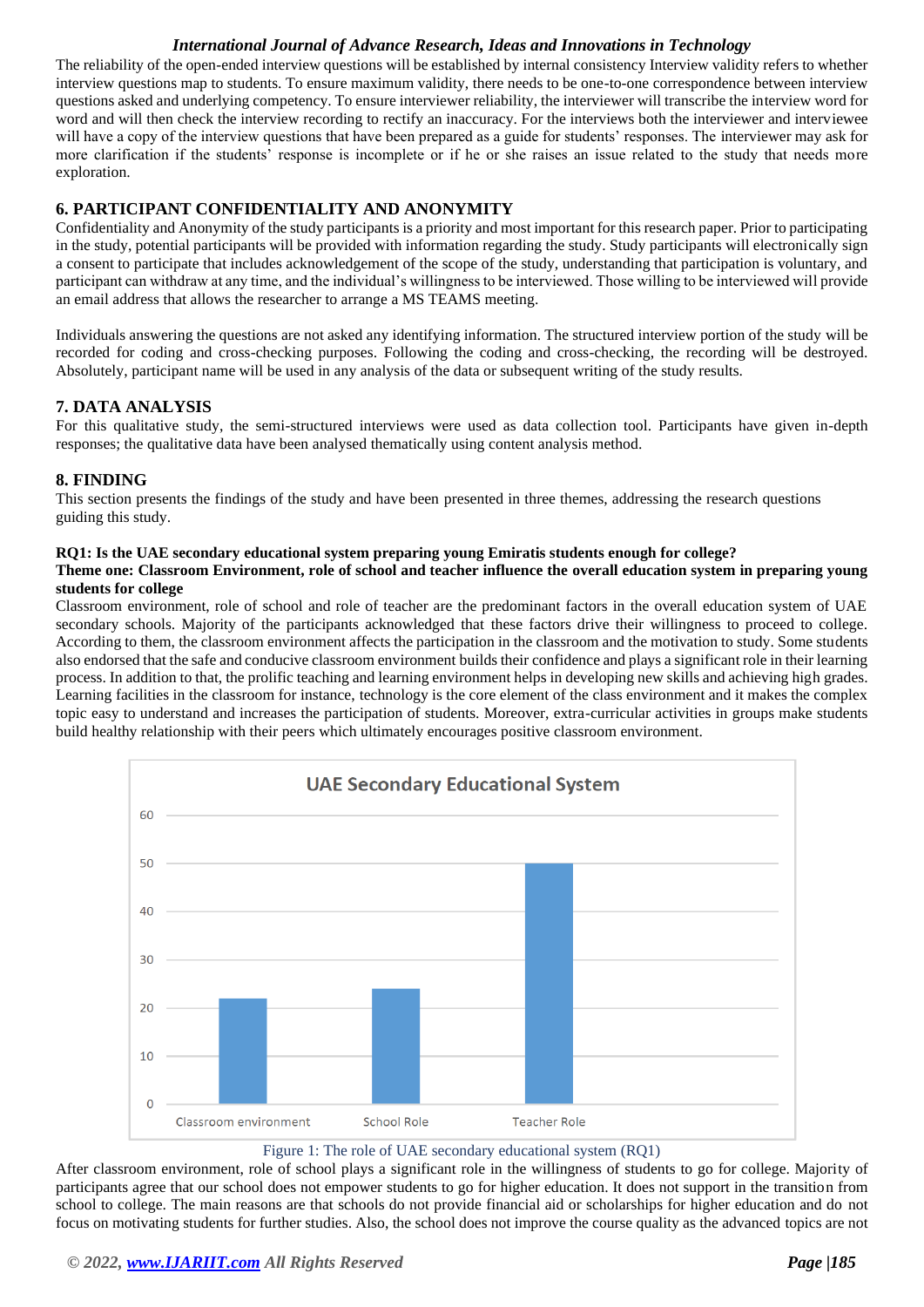The reliability of the open-ended interview questions will be established by internal consistency Interview validity refers to whether interview questions map to students. To ensure maximum validity, there needs to be one-to-one correspondence between interview questions asked and underlying competency. To ensure interviewer reliability, the interviewer will transcribe the interview word for word and will then check the interview recording to rectify an inaccuracy. For the interviews both the interviewer and interviewee will have a copy of the interview questions that have been prepared as a guide for students' responses. The interviewer may ask for more clarification if the students' response is incomplete or if he or she raises an issue related to the study that needs more exploration.

## 6. PARTICIPANT CONFIDENTIALITY AND ANONYMITY

Confidentiality and Anonymity of the study participants is a priority and most important for this research paper. Prior to participating in the study, potential participants will be provided with information regarding the study. Study participants will electronically sign a consent to participate that includes acknowledgement of the scope of the study, understanding that participation is voluntary, and participant can withdraw at any time, and the individual's willingness to be interviewed. Those willing to be interviewed will provide an email address that allows the researcher to arrange a MS TEAMS meeting.

Individuals answering the questions are not asked any identifying information. The structured interview portion of the study will be recorded for coding and cross-checking purposes. Following the coding and cross-checking, the recording will be destroyed. Absolutely, participant name will be used in any analysis of the data or subsequent writing of the study results.

## 7. DATA ANALYSIS

For this qualitative study, the semi-structured interviews were used as data collection tool. Participants have given in-depth responses; the qualitative data have been analysed thematically using content analysis method.

## 8. FINDING

This section presents the findings of the study and have been presented in three themes, addressing the research questions guiding this study.

**RQ1: Is the UAE secondary educational system preparing young Emiratis students enough for college?**

**Theme one: Classroom Environment, role of school and teacher influence the overall education system in preparing young students for college**

Classroom environment, role of school and role of teacher are the predominant factors in the overall education system of UAE secondary schools. Majority of the participants acknowledged that these factors drive their willingness to proceed to college. According to them, the classroom environment affects the participation in the classroom and the motivation to study. Some students also endorsed that the safe and conducive classroom environment builds their confidence and plays a significant role in their learning process. In addition to that, the prolific teaching and learning environment helps in developing new skills and achieving high grades. Learning facilities in the classroom for instance, technology is the core element of the class environment and it makes the complex topic easy to understand and increases the participation of students. Moreover, extra-curricular activities in groups make students build healthy relationship with their peers which ultimately encourages positive classroom environment.

Figure 1: The role of UAE secondary educational system (RQ1)

After classroom environment, role of school plays a significant role in the willingness of students to go for college. Majority of participants agree that our school does not empower students to go for higher education. It does not support in the transition from school to college. The main reasons are that schools do not provide financial aid or scholarships for higher education and do not focus on motivating students for further studies. Also, the school does not improve the course quality as the advanced topics are not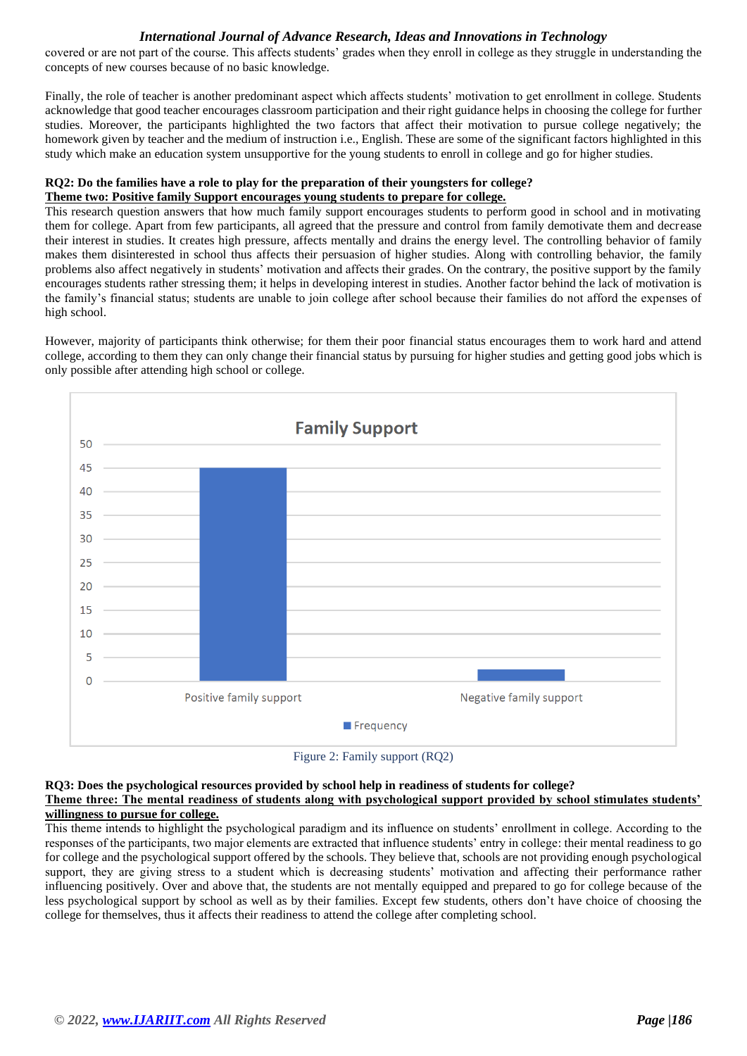covered or are not part of the course. This affects students' grades when they enroll in college as they struggle in understanding the concepts of new courses because of no basic knowledge.

Finally, the role of teacher is another predominant aspect which affects students' motivation to get enrollment in college. Students acknowledge that good teacher encourages classroom participation and their right guidance helps in choosing the college for further studies. Moreover, the participants highlighted the two factors that affect their motivation to pursue college negatively; the homework given by teacher and the medium of instruction i.e., English. These are some of the significant factors highlighted in this study which make an education system unsupportive for the young students to enroll in college and go for higher studies.

**RQ2: Do the families have a role to play for the preparation of their youngsters for college?**

**<u>Theme two: Positive family Support encourages young students to prepare for college.</u>**

This research question answers that how much family support encourages students to perform good in school and in motivating them for college. Apart from few participants, all agreed that the pressure and control from family demotivate them and decrease their interest in studies. It creates high pressure, affects mentally and drains the energy level. The controlling behavior of family makes them disinterested in school thus affects their persuasion of higher studies. Along with controlling behavior, the family problems also affect negatively in students' motivation and affects their grades. On the contrary, the positive support by the family encourages students rather stressing them; it helps in developing interest in studies. Another factor behind the lack of motivation is the family's financial status; students are unable to join college after school because their families do not afford the expenses of high school.

However, majority of participants think otherwise; for them their poor financial status encourages them to work hard and attend college, according to them they can only change their financial status by pursuing for higher studies and getting good jobs which is only possible after attending high school or college.

Family Support

| | Frequency |
|---|---|
| Positive family support | 45 |
| Negative family support | 2 |

Figure 2: Family support (RQ2)

**RQ3: Does the psychological resources provided by school help in readiness of students for college?**

**<u>Theme three: The mental readiness of students along with psychological support provided by school stimulates students' willingness to pursue for college.</u>**

This theme intends to highlight the psychological paradigm and its influence on students' enrollment in college. According to the responses of the participants, two major elements are extracted that influence students' entry in college: their mental readiness to go for college and the psychological support offered by the schools. They believe that, schools are not providing enough psychological support, they are giving stress to a student which is decreasing students' motivation and affecting their performance rather influencing positively. Over and above that, the students are not mentally equipped and prepared to go for college because of the less psychological support by school as well as by their families. Except few students, others don't have choice of choosing the college for themselves, thus it affects their readiness to attend the college after completing school.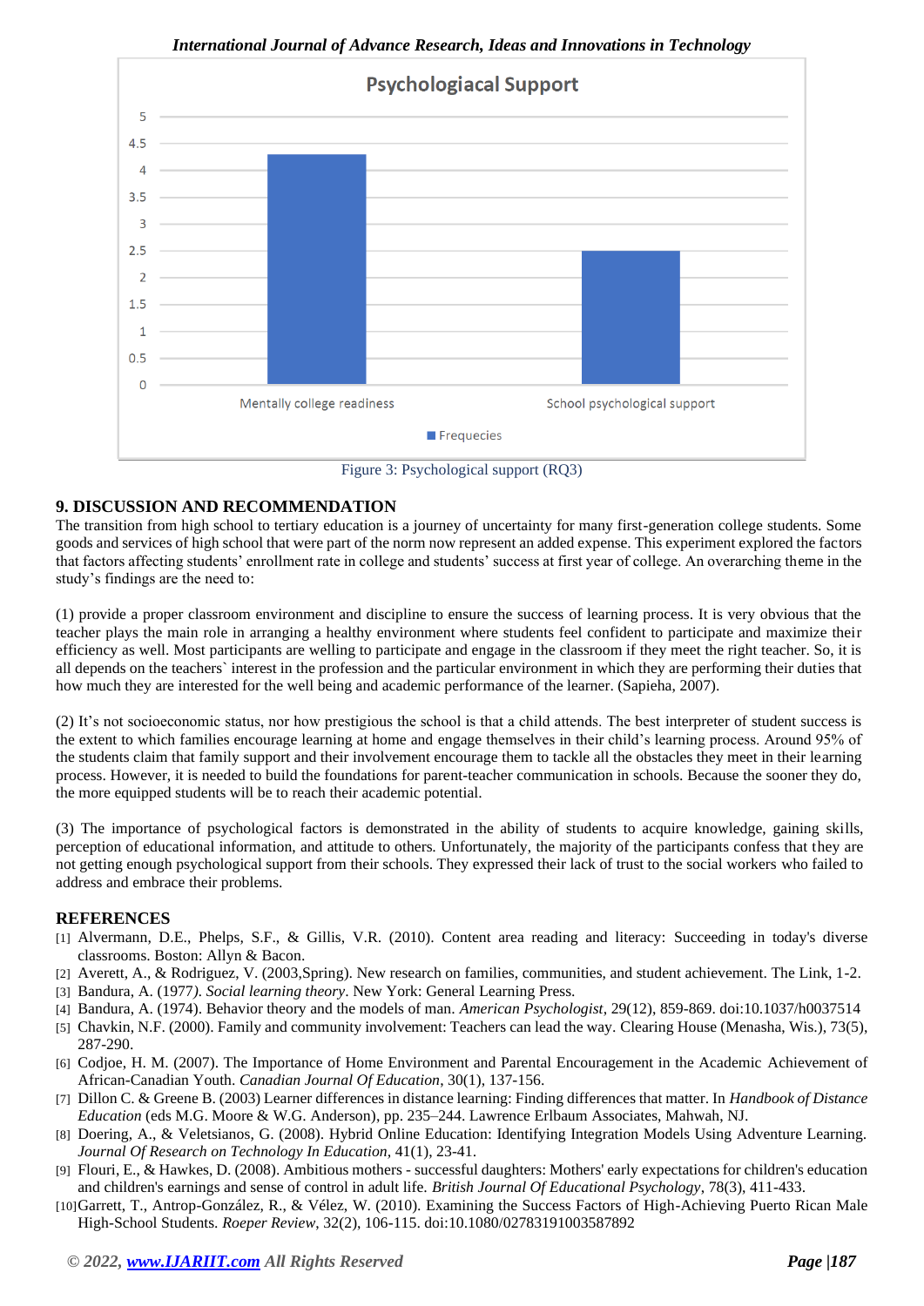Figure 3: Psychological support (RQ3)

## 9. DISCUSSION AND RECOMMENDATION

The transition from high school to tertiary education is a journey of uncertainty for many first-generation college students. Some goods and services of high school that were part of the norm now represent an added expense. This experiment explored the factors that factors affecting students' enrollment rate in college and students' success at first year of college. An overarching theme in the study's findings are the need to:

(1) provide a proper classroom environment and discipline to ensure the success of learning process. It is very obvious that the teacher plays the main role in arranging a healthy environment where students feel confident to participate and maximize their efficiency as well. Most participants are welling to participate and engage in the classroom if they meet the right teacher. So, it is all depends on the teachers` interest in the profession and the particular environment in which they are performing their duties that how much they are interested for the well being and academic performance of the learner. (Sapieha, 2007).

(2) It's not socioeconomic status, nor how prestigious the school is that a child attends. The best interpreter of student success is the extent to which families encourage learning at home and engage themselves in their child's learning process. Around 95% of the students claim that family support and their involvement encourage them to tackle all the obstacles they meet in their learning process. However, it is needed to build the foundations for parent-teacher communication in schools. Because the sooner they do, the more equipped students will be to reach their academic potential.

(3) The importance of psychological factors is demonstrated in the ability of students to acquire knowledge, gaining skills, perception of educational information, and attitude to others. Unfortunately, the majority of the participants confess that they are not getting enough psychological support from their schools. They expressed their lack of trust to the social workers who failed to address and embrace their problems.

## REFERENCES

[1] Alvermann, D.E., Phelps, S.F., & Gillis, V.R. (2010). Content area reading and literacy: Succeeding in today's diverse classrooms. Boston: Allyn & Bacon.

[2] Averett, A., & Rodriguez, V. (2003,Spring). New research on families, communities, and student achievement. The Link, 1-2.

[3] Bandura, A. (1977). *Social learning theory*. New York: General Learning Press.

[4] Bandura, A. (1974). Behavior theory and the models of man. *American Psychologist*, 29(12), 859-869. doi:10.1037/h0037514

[5] Chavkin, N.F. (2000). Family and community involvement: Teachers can lead the way. Clearing House (Menasha, Wis.), 73(5), 287-290.

[6] Codjoe, H. M. (2007). The Importance of Home Environment and Parental Encouragement in the Academic Achievement of African-Canadian Youth. *Canadian Journal Of Education*, 30(1), 137-156.

[7] Dillon C. & Greene B. (2003) Learner differences in distance learning: Finding differences that matter. In *Handbook of Distance Education* (eds M.G. Moore & W.G. Anderson), pp. 235–244. Lawrence Erlbaum Associates, Mahwah, NJ.

[8] Doering, A., & Veletsianos, G. (2008). Hybrid Online Education: Identifying Integration Models Using Adventure Learning. *Journal Of Research on Technology In Education*, 41(1), 23-41.

[9] Flouri, E., & Hawkes, D. (2008). Ambitious mothers - successful daughters: Mothers' early expectations for children's education and children's earnings and sense of control in adult life. *British Journal Of Educational Psychology*, 78(3), 411-433.

[10] Garrett, T., Antrop-González, R., & Vélez, W. (2010). Examining the Success Factors of High-Achieving Puerto Rican Male High-School Students. *Roeper Review*, 32(2), 106-115. doi:10.1080/02783191003587892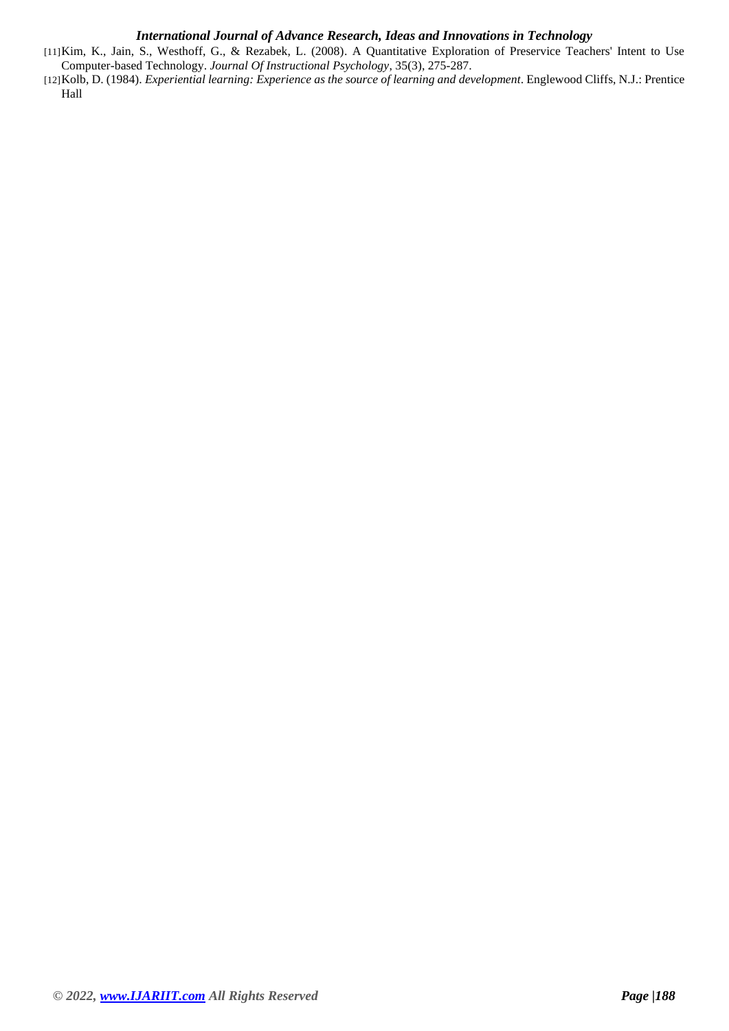[11] Kim, K., Jain, S., Westhoff, G., & Rezabek, L. (2008). A Quantitative Exploration of Preservice Teachers' Intent to Use Computer-based Technology. *Journal Of Instructional Psychology*, 35(3), 275-287.

[12] Kolb, D. (1984). *Experiential learning: Experience as the source of learning and development*. Englewood Cliffs, N.J.: Prentice Hall